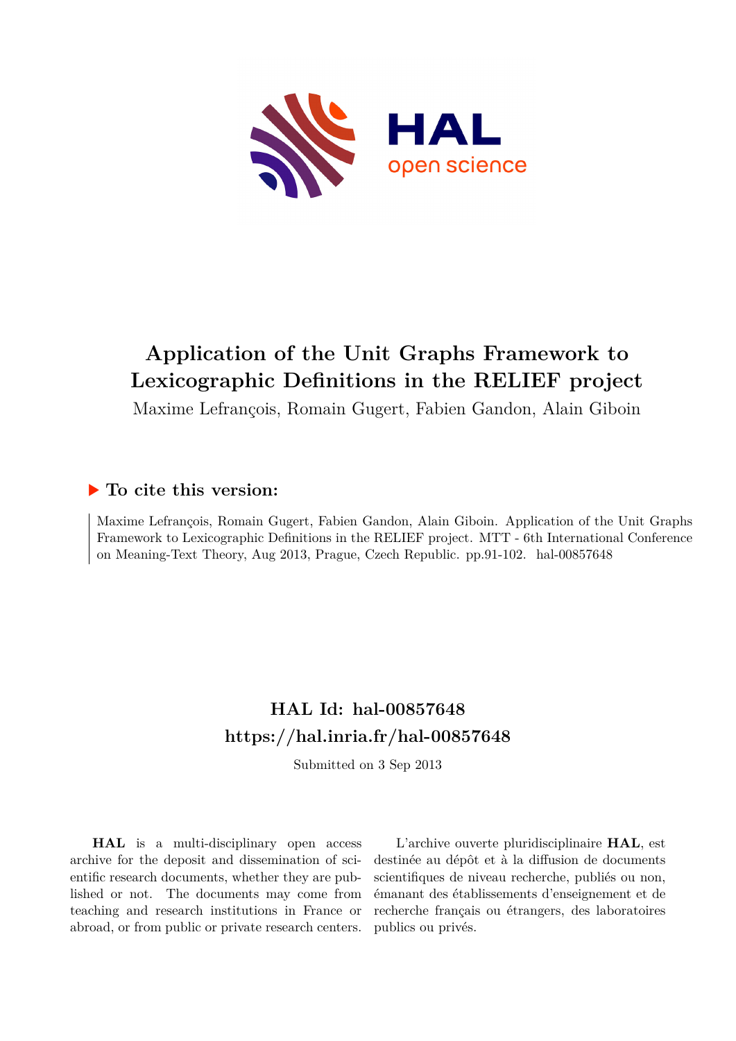# Application of the Unit Graphs Framework to Lexicographic Definitions in the RELIEF project

Maxime Lefrançois, Romain Gugert, Fabien Gandon, Alain Giboin

### ▶ To cite this version:

Maxime Lefrançois, Romain Gugert, Fabien Gandon, Alain Giboin. Application of the Unit Graphs Framework to Lexicographic Definitions in the RELIEF project. MTT - 6th International Conference on Meaning-Text Theory, Aug 2013, Prague, Czech Republic. pp.91-102. hal-00857648

## HAL Id: hal-00857648
## https://hal.inria.fr/hal-00857648

Submitted on 3 Sep 2013

**HAL** is a multi-disciplinary open access archive for the deposit and dissemination of scientific research documents, whether they are published or not. The documents may come from teaching and research institutions in France or abroad, or from public or private research centers.

L'archive ouverte pluridisciplinaire **HAL**, est destinée au dépôt et à la diffusion de documents scientifiques de niveau recherche, publiés ou non, émanant des établissements d'enseignement et de recherche français ou étrangers, des laboratoires publics ou privés.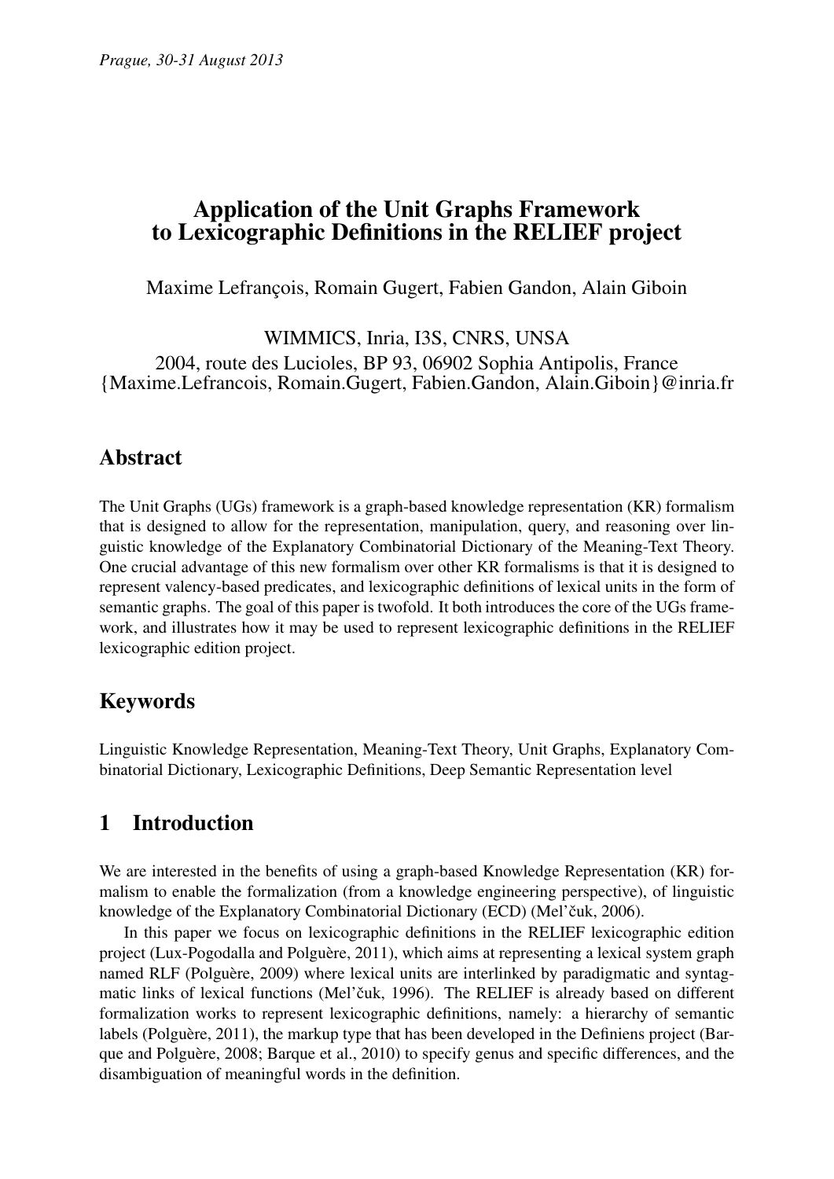# Application of the Unit Graphs Framework to Lexicographic Definitions in the RELIEF project

Maxime Lefrançois, Romain Gugert, Fabien Gandon, Alain Giboin

WIMMICS, Inria, I3S, CNRS, UNSA
2004, route des Lucioles, BP 93, 06902 Sophia Antipolis, France
{Maxime.Lefrancois, Romain.Gugert, Fabien.Gandon, Alain.Giboin}@inria.fr

## Abstract

The Unit Graphs (UGs) framework is a graph-based knowledge representation (KR) formalism that is designed to allow for the representation, manipulation, query, and reasoning over linguistic knowledge of the Explanatory Combinatorial Dictionary of the Meaning-Text Theory. One crucial advantage of this new formalism over other KR formalisms is that it is designed to represent valency-based predicates, and lexicographic definitions of lexical units in the form of semantic graphs. The goal of this paper is twofold. It both introduces the core of the UGs framework, and illustrates how it may be used to represent lexicographic definitions in the RELIEF lexicographic edition project.

## Keywords

Linguistic Knowledge Representation, Meaning-Text Theory, Unit Graphs, Explanatory Combinatorial Dictionary, Lexicographic Definitions, Deep Semantic Representation level

## 1 Introduction

We are interested in the benefits of using a graph-based Knowledge Representation (KR) formalism to enable the formalization (from a knowledge engineering perspective), of linguistic knowledge of the Explanatory Combinatorial Dictionary (ECD) (Mel'čuk, 2006).

In this paper we focus on lexicographic definitions in the RELIEF lexicographic edition project (Lux-Pogodalla and Polguère, 2011), which aims at representing a lexical system graph named RLF (Polguère, 2009) where lexical units are interlinked by paradigmatic and syntagmatic links of lexical functions (Mel'čuk, 1996). The RELIEF is already based on different formalization works to represent lexicographic definitions, namely: a hierarchy of semantic labels (Polguère, 2011), the markup type that has been developed in the Definiens project (Barque and Polguère, 2008; Barque et al., 2010) to specify genus and specific differences, and the disambiguation of meaningful words in the definition.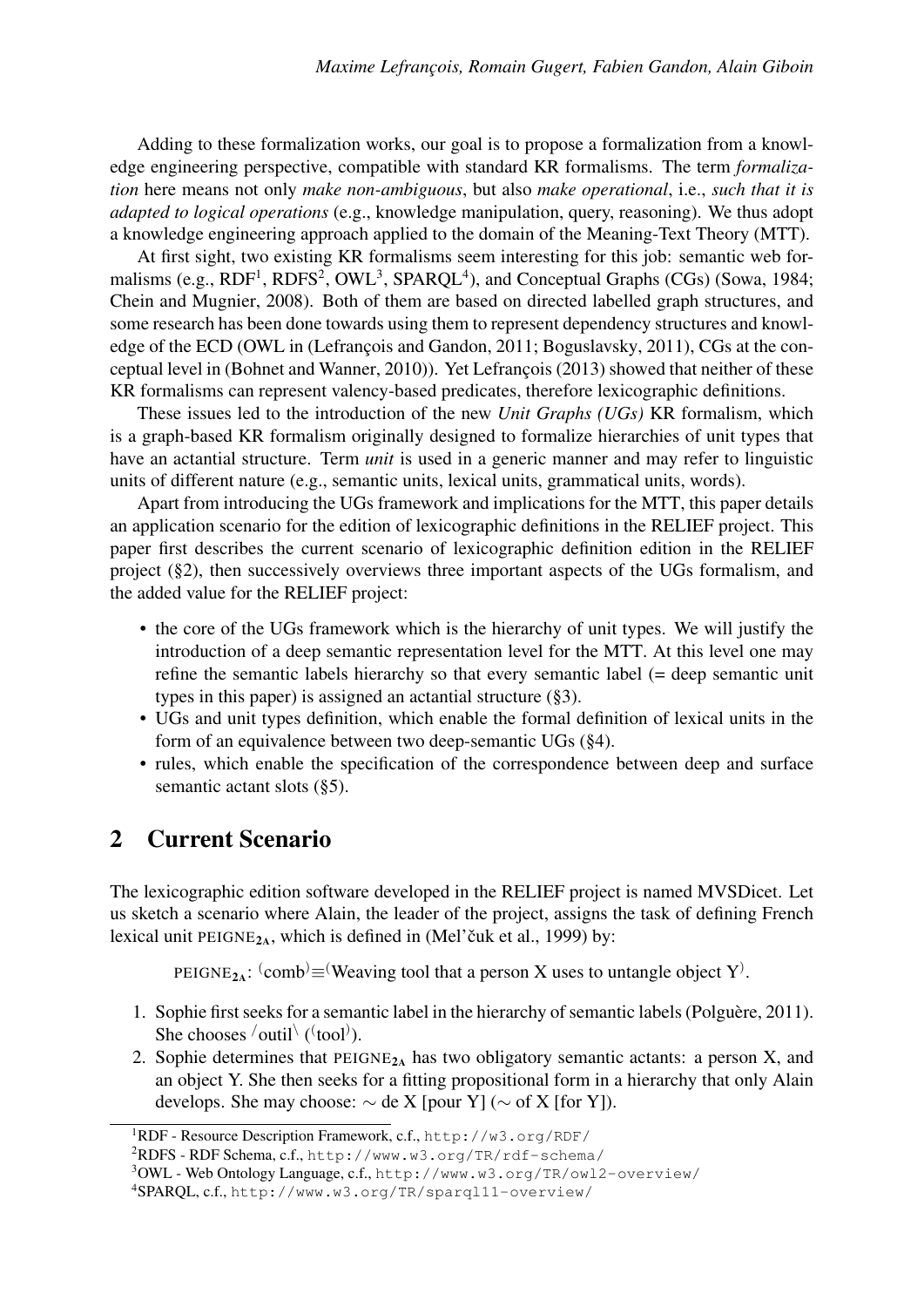Adding to these formalization works, our goal is to propose a formalization from a knowledge engineering perspective, compatible with standard KR formalisms. The term *formalization* here means not only *make non-ambiguous*, but also *make operational*, i.e., *such that it is adapted to logical operations* (e.g., knowledge manipulation, query, reasoning). We thus adopt a knowledge engineering approach applied to the domain of the Meaning-Text Theory (MTT).

At first sight, two existing KR formalisms seem interesting for this job: semantic web formalisms (e.g., RDF[1], RDFS[2], OWL[3], SPARQL[4]), and Conceptual Graphs (CGs) (Sowa, 1984; Chein and Mugnier, 2008). Both of them are based on directed labelled graph structures, and some research has been done towards using them to represent dependency structures and knowledge of the ECD (OWL in (Lefrançois and Gandon, 2011; Boguslavsky, 2011), CGs at the conceptual level in (Bohnet and Wanner, 2010)). Yet Lefrançois (2013) showed that neither of these KR formalisms can represent valency-based predicates, therefore lexicographic definitions.

These issues led to the introduction of the new *Unit Graphs (UGs)* KR formalism, which is a graph-based KR formalism originally designed to formalize hierarchies of unit types that have an actantial structure. Term *unit* is used in a generic manner and may refer to linguistic units of different nature (e.g., semantic units, lexical units, grammatical units, words).

Apart from introducing the UGs framework and implications for the MTT, this paper details an application scenario for the edition of lexicographic definitions in the RELIEF project. This paper first describes the current scenario of lexicographic definition edition in the RELIEF project (§2), then successively overviews three important aspects of the UGs formalism, and the added value for the RELIEF project:

- the core of the UGs framework which is the hierarchy of unit types. We will justify the introduction of a deep semantic representation level for the MTT. At this level one may refine the semantic labels hierarchy so that every semantic label (= deep semantic unit types in this paper) is assigned an actantial structure (§3).
- UGs and unit types definition, which enable the formal definition of lexical units in the form of an equivalence between two deep-semantic UGs (§4).
- rules, which enable the specification of the correspondence between deep and surface semantic actant slots (§5).

## 2 Current Scenario

The lexicographic edition software developed in the RELIEF project is named MVSDicet. Let us sketch a scenario where Alain, the leader of the project, assigns the task of defining French lexical unit PEIGNE$_{2A}$, which is defined in (Mel'čuk et al., 1999) by:

PEIGNE$_{2A}$: ⁽comb⁾≡⁽Weaving tool that a person X uses to untangle object Y⁾.

1. Sophie first seeks for a semantic label in the hierarchy of semantic labels (Polguère, 2011). She chooses /outil\ (⁽tool⁾).
2. Sophie determines that PEIGNE$_{2A}$ has two obligatory semantic actants: a person X, and an object Y. She then seeks for a fitting propositional form in a hierarchy that only Alain develops. She may choose: ∼ de X [pour Y] (∼ of X [for Y]).

[1]RDF - Resource Description Framework, c.f., http://w3.org/RDF/

[2]RDFS - RDF Schema, c.f., http://www.w3.org/TR/rdf-schema/

[3]OWL - Web Ontology Language, c.f., http://www.w3.org/TR/owl2-overview/

[4]SPARQL, c.f., http://www.w3.org/TR/sparql11-overview/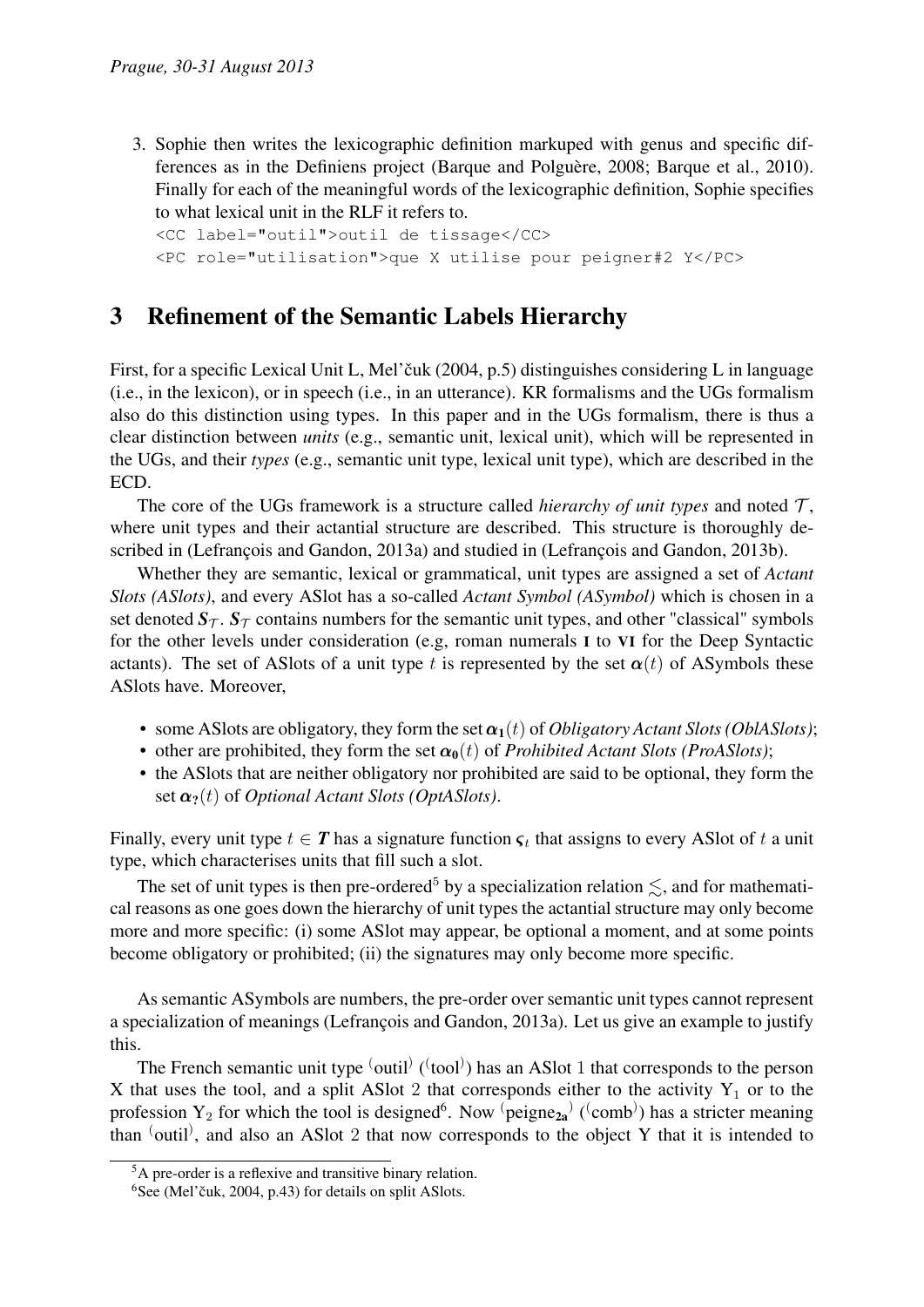3. Sophie then writes the lexicographic definition markuped with genus and specific differences as in the Definiens project (Barque and Polguère, 2008; Barque et al., 2010). Finally for each of the meaningful words of the lexicographic definition, Sophie specifies to what lexical unit in the RLF it refers to.

```
<CC label="outil">outil de tissage</CC>
<PC role="utilisation">que X utilise pour peigner#2 Y</PC>
```

## 3 Refinement of the Semantic Labels Hierarchy

First, for a specific Lexical Unit L, Mel'čuk (2004, p.5) distinguishes considering L in language (i.e., in the lexicon), or in speech (i.e., in an utterance). KR formalisms and the UGs formalism also do this distinction using types. In this paper and in the UGs formalism, there is thus a clear distinction between *units* (e.g., semantic unit, lexical unit), which will be represented in the UGs, and their *types* (e.g., semantic unit type, lexical unit type), which are described in the ECD.

The core of the UGs framework is a structure called *hierarchy of unit types* and noted $\mathcal{T}$, where unit types and their actantial structure are described. This structure is thoroughly described in (Lefrançois and Gandon, 2013a) and studied in (Lefrançois and Gandon, 2013b).

Whether they are semantic, lexical or grammatical, unit types are assigned a set of *Actant Slots (ASlots)*, and every ASlot has a so-called *Actant Symbol (ASymbol)* which is chosen in a set denoted $\boldsymbol{S}_{\mathcal{T}}$. $\boldsymbol{S}_{\mathcal{T}}$ contains numbers for the semantic unit types, and other "classical" symbols for the other levels under consideration (e.g, roman numerals I to VI for the Deep Syntactic actants). The set of ASlots of a unit type $t$ is represented by the set $\boldsymbol{\alpha}(t)$ of ASymbols these ASlots have. Moreover,

- some ASlots are obligatory, they form the set $\boldsymbol{\alpha_1}(t)$ of *Obligatory Actant Slots (OblASlots)*;
- other are prohibited, they form the set $\boldsymbol{\alpha_0}(t)$ of *Prohibited Actant Slots (ProASlots)*;
- the ASlots that are neither obligatory nor prohibited are said to be optional, they form the set $\boldsymbol{\alpha_?}(t)$ of *Optional Actant Slots (OptASlots)*.

Finally, every unit type $t \in \boldsymbol{T}$ has a signature function $\varsigma_t$ that assigns to every ASlot of $t$ a unit type, which characterises units that fill such a slot.

The set of unit types is then pre-ordered[5] by a specialization relation $\lesssim$, and for mathematical reasons as one goes down the hierarchy of unit types the actantial structure may only become more and more specific: (i) some ASlot may appear, be optional a moment, and at some points become obligatory or prohibited; (ii) the signatures may only become more specific.

As semantic ASymbols are numbers, the pre-order over semantic unit types cannot represent a specialization of meanings (Lefrançois and Gandon, 2013a). Let us give an example to justify this.

The French semantic unit type ⌜outil⌝ (⌜tool⌝) has an ASlot 1 that corresponds to the person X that uses the tool, and a split ASlot 2 that corresponds either to the activity $\mathrm{Y}_1$ or to the profession $\mathrm{Y}_2$ for which the tool is designed[6]. Now ⌜peigne$_{\mathbf{2a}}$⌝ (⌜comb⌝) has a stricter meaning than ⌜outil⌝, and also an ASlot 2 that now corresponds to the object Y that it is intended to

[5] A pre-order is a reflexive and transitive binary relation.

[6] See (Mel'čuk, 2004, p.43) for details on split ASlots.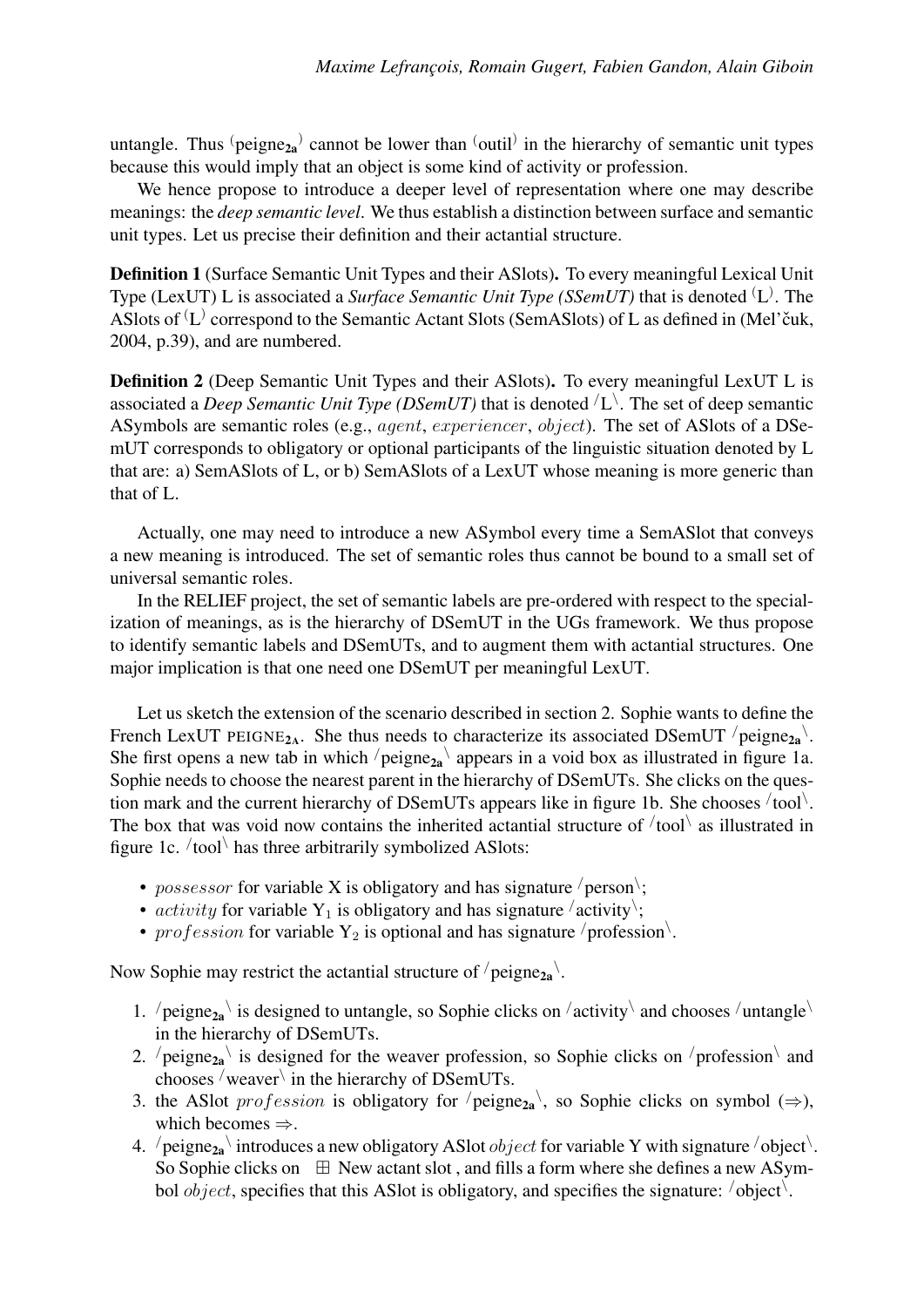untangle. Thus ⁽peigne$_{\mathbf{2a}}$⁾ cannot be lower than ⁽outil⁾ in the hierarchy of semantic unit types because this would imply that an object is some kind of activity or profession.

We hence propose to introduce a deeper level of representation where one may describe meanings: the *deep semantic level*. We thus establish a distinction between surface and semantic unit types. Let us precise their definition and their actantial structure.

**Definition 1** (Surface Semantic Unit Types and their ASlots)**.** To every meaningful Lexical Unit Type (LexUT) L is associated a *Surface Semantic Unit Type (SSemUT)* that is denoted ⁽L⁾. The ASlots of ⁽L⁾ correspond to the Semantic Actant Slots (SemASlots) of L as defined in (Mel'čuk, 2004, p.39), and are numbered.

**Definition 2** (Deep Semantic Unit Types and their ASlots)**.** To every meaningful LexUT L is associated a *Deep Semantic Unit Type (DSemUT)* that is denoted /L\\. The set of deep semantic ASymbols are semantic roles (e.g., *agent*, *experiencer*, *object*). The set of ASlots of a DSemUT corresponds to obligatory or optional participants of the linguistic situation denoted by L that are: a) SemASlots of L, or b) SemASlots of a LexUT whose meaning is more generic than that of L.

Actually, one may need to introduce a new ASymbol every time a SemASlot that conveys a new meaning is introduced. The set of semantic roles thus cannot be bound to a small set of universal semantic roles.

In the RELIEF project, the set of semantic labels are pre-ordered with respect to the specialization of meanings, as is the hierarchy of DSemUT in the UGs framework. We thus propose to identify semantic labels and DSemUTs, and to augment them with actantial structures. One major implication is that one need one DSemUT per meaningful LexUT.

Let us sketch the extension of the scenario described in section 2. Sophie wants to define the French LexUT PEIGNE$_{\mathbf{2A}}$. She thus needs to characterize its associated DSemUT /peigne$_{\mathbf{2a}}$\\. She first opens a new tab in which /peigne$_{\mathbf{2a}}$\\ appears in a void box as illustrated in figure 1a. Sophie needs to choose the nearest parent in the hierarchy of DSemUTs. She clicks on the question mark and the current hierarchy of DSemUTs appears like in figure 1b. She chooses /tool\\. The box that was void now contains the inherited actantial structure of /tool\\ as illustrated in figure 1c. /tool\\ has three arbitrarily symbolized ASlots:

- *possessor* for variable X is obligatory and has signature /person\\;
- *activity* for variable $Y_1$ is obligatory and has signature /activity\\;
- *profession* for variable $Y_2$ is optional and has signature /profession\\.

Now Sophie may restrict the actantial structure of /peigne$_{\mathbf{2a}}$\\.

1. /peigne$_{\mathbf{2a}}$\\ is designed to untangle, so Sophie clicks on /activity\\ and chooses /untangle\\ in the hierarchy of DSemUTs.
2. /peigne$_{\mathbf{2a}}$\\ is designed for the weaver profession, so Sophie clicks on /profession\\ and chooses /weaver\\ in the hierarchy of DSemUTs.
3. the ASlot *profession* is obligatory for /peigne$_{\mathbf{2a}}$\\, so Sophie clicks on symbol (⇒), which becomes ⇒.
4. /peigne$_{\mathbf{2a}}$\\ introduces a new obligatory ASlot *object* for variable Y with signature /object\\. So Sophie clicks on ⊞ New actant slot , and fills a form where she defines a new ASymbol *object*, specifies that this ASlot is obligatory, and specifies the signature: /object\\.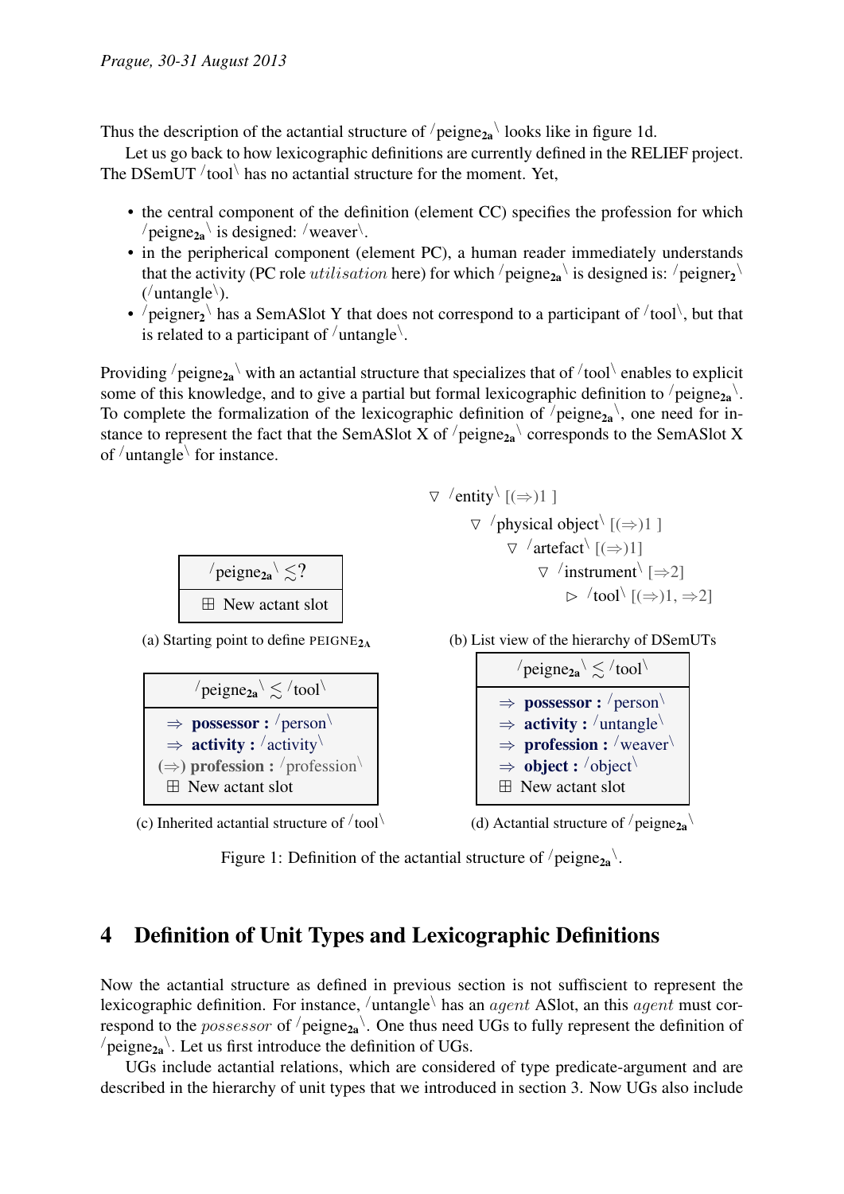Thus the description of the actantial structure of /**peigne**$_{2a}$\ looks like in figure 1d.

Let us go back to how lexicographic definitions are currently defined in the RELIEF project. The DSemUT /tool\ has no actantial structure for the moment. Yet,

- the central component of the definition (element CC) specifies the profession for which /peigne$_{2a}$\ is designed: /weaver\.
- in the peripherical component (element PC), a human reader immediately understands that the activity (PC role *utilisation* here) for which /peigne$_{2a}$\ is designed is: /peigner$_2$\ (/untangle\).
- /peigner$_2$\ has a SemASlot Y that does not correspond to a participant of /tool\, but that is related to a participant of /untangle\.

Providing /peigne$_{2a}$\ with an actantial structure that specializes that of /tool\ enables to explicit some of this knowledge, and to give a partial but formal lexicographic definition to /peigne$_{2a}$\. To complete the formalization of the lexicographic definition of /peigne$_{2a}$\, one need for instance to represent the fact that the SemASlot X of /peigne$_{2a}$\ corresponds to the SemASlot X of /untangle\ for instance.

| /peigne$_{2a}$\ $\lesssim$? |
|---|
| ⊞ New actant slot |

(a) Starting point to define PEIGNE$_{2A}$

▽ /entity\ [(⇒)1 ]
  ▽ /physical object\ [(⇒)1 ]
    ▽ /artefact\ [(⇒)1]
      ▽ /instrument\ [⇒2]
        ▷ /tool\ [(⇒)1, ⇒2]

(b) List view of the hierarchy of DSemUTs

| /peigne$_{2a}$\ $\lesssim$ /tool\ |
|---|
| ⇒ **possessor :** /person\ |
| ⇒ **activity :** /activity\ |
| (⇒) **profession :** /profession\ |
| ⊞ New actant slot |

(c) Inherited actantial structure of /tool\

| /peigne$_{2a}$\ $\lesssim$ /tool\ |
|---|
| ⇒ **possessor :** /person\ |
| ⇒ **activity :** /untangle\ |
| ⇒ **profession :** /weaver\ |
| ⇒ **object :** /object\ |
| ⊞ New actant slot |

(d) Actantial structure of /peigne$_{2a}$\

Figure 1: Definition of the actantial structure of /peigne$_{2a}$\.

## 4 Definition of Unit Types and Lexicographic Definitions

Now the actantial structure as defined in previous section is not sufficient to represent the lexicographic definition. For instance, /untangle\ has an *agent* ASlot, an this *agent* must correspond to the *possessor* of /peigne$_{2a}$\. One thus need UGs to fully represent the definition of /peigne$_{2a}$\. Let us first introduce the definition of UGs.

UGs include actantial relations, which are considered of type predicate-argument and are described in the hierarchy of unit types that we introduced in section 3. Now UGs also include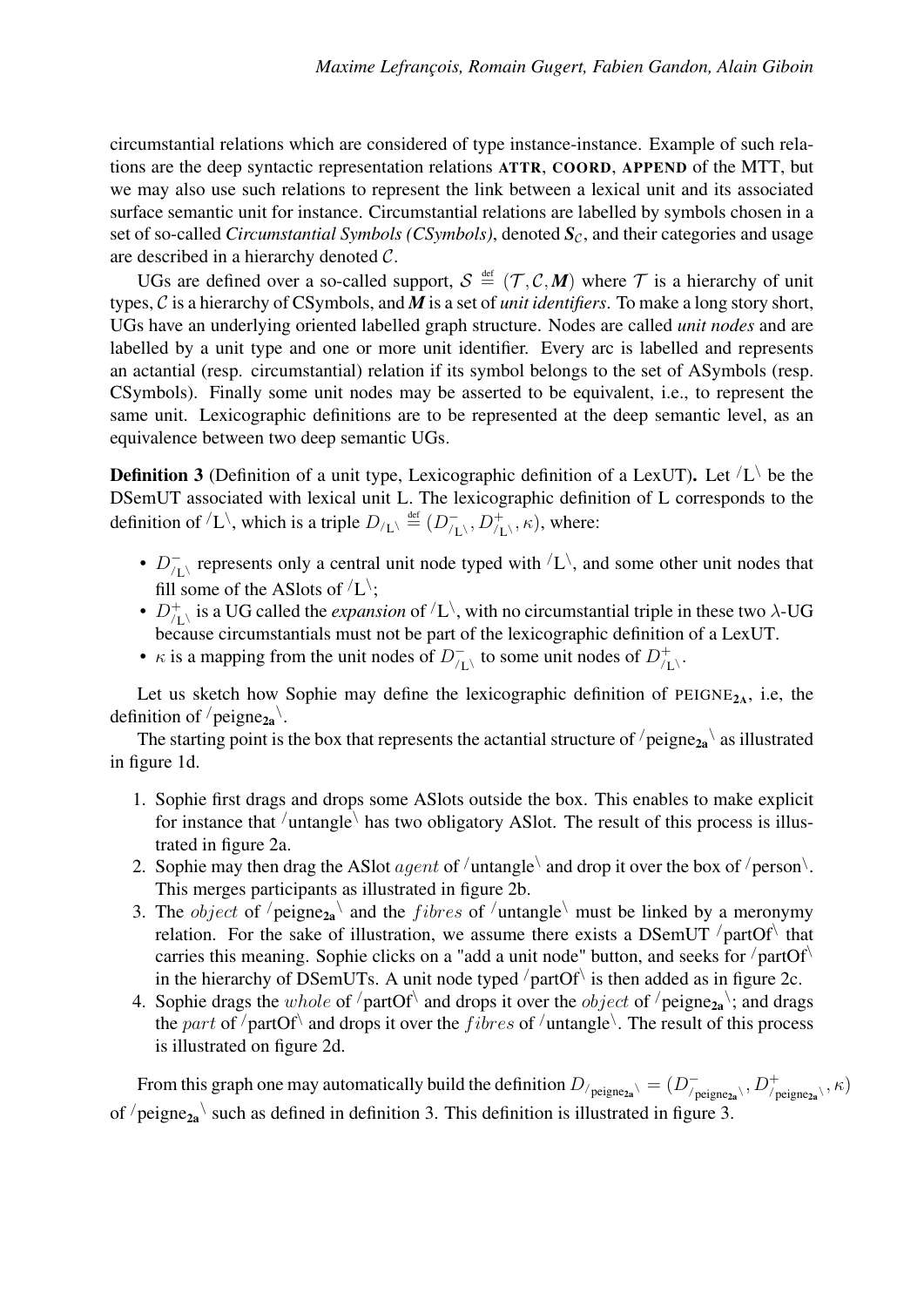circumstantial relations which are considered of type instance-instance. Example of such relations are the deep syntactic representation relations **ATTR**, **COORD**, **APPEND** of the MTT, but we may also use such relations to represent the link between a lexical unit and its associated surface semantic unit for instance. Circumstantial relations are labelled by symbols chosen in a set of so-called *Circumstantial Symbols (CSymbols)*, denoted $\boldsymbol{S}_{\mathcal{C}}$, and their categories and usage are described in a hierarchy denoted $\mathcal{C}$.

UGs are defined over a so-called support, $\mathcal{S} \stackrel{\text{def}}{=} (\mathcal{T}, \mathcal{C}, \boldsymbol{M})$ where $\mathcal{T}$ is a hierarchy of unit types, $\mathcal{C}$ is a hierarchy of CSymbols, and $\boldsymbol{M}$ is a set of *unit identifiers*. To make a long story short, UGs have an underlying oriented labelled graph structure. Nodes are called *unit nodes* and are labelled by a unit type and one or more unit identifier. Every arc is labelled and represents an actantial (resp. circumstantial) relation if its symbol belongs to the set of ASymbols (resp. CSymbols). Finally some unit nodes may be asserted to be equivalent, i.e., to represent the same unit. Lexicographic definitions are to be represented at the deep semantic level, as an equivalence between two deep semantic UGs.

**Definition 3** (Definition of a unit type, Lexicographic definition of a LexUT)**.** Let $^{/}\mathrm{L}^{\backslash}$ be the DSemUT associated with lexical unit L. The lexicographic definition of L corresponds to the definition of $^{/}\mathrm{L}^{\backslash}$, which is a triple $D_{/\mathrm{L}\backslash} \stackrel{\text{def}}{=} (D^{-}_{/\mathrm{L}\backslash}, D^{+}_{/\mathrm{L}\backslash}, \kappa)$, where:

- $D^{-}_{/\mathrm{L}\backslash}$ represents only a central unit node typed with $^{/}\mathrm{L}^{\backslash}$, and some other unit nodes that fill some of the ASlots of $^{/}\mathrm{L}^{\backslash}$;
- $D^{+}_{/\mathrm{L}\backslash}$ is a UG called the *expansion* of $^{/}\mathrm{L}^{\backslash}$, with no circumstantial triple in these two $\lambda$-UG because circumstantials must not be part of the lexicographic definition of a LexUT.
- $\kappa$ is a mapping from the unit nodes of $D^{-}_{/\mathrm{L}\backslash}$ to some unit nodes of $D^{+}_{/\mathrm{L}\backslash}$.

Let us sketch how Sophie may define the lexicographic definition of PEIGNE$_{\mathbf{2A}}$, i.e, the definition of $^{/}\text{peigne}_{\mathbf{2a}}{}^{\backslash}$.

The starting point is the box that represents the actantial structure of $^{/}\text{peigne}_{\mathbf{2a}}{}^{\backslash}$ as illustrated in figure 1d.

1. Sophie first drags and drops some ASlots outside the box. This enables to make explicit for instance that $^{/}\text{untangle}^{\backslash}$ has two obligatory ASlot. The result of this process is illustrated in figure 2a.
2. Sophie may then drag the ASlot $agent$ of $^{/}\text{untangle}^{\backslash}$ and drop it over the box of $^{/}\text{person}^{\backslash}$. This merges participants as illustrated in figure 2b.
3. The $object$ of $^{/}\text{peigne}_{\mathbf{2a}}{}^{\backslash}$ and the $fibres$ of $^{/}\text{untangle}^{\backslash}$ must be linked by a meronymy relation. For the sake of illustration, we assume there exists a DSemUT $^{/}\text{partOf}^{\backslash}$ that carries this meaning. Sophie clicks on a "add a unit node" button, and seeks for $^{/}\text{partOf}^{\backslash}$ in the hierarchy of DSemUTs. A unit node typed $^{/}\text{partOf}^{\backslash}$ is then added as in figure 2c.
4. Sophie drags the $whole$ of $^{/}\text{partOf}^{\backslash}$ and drops it over the $object$ of $^{/}\text{peigne}_{\mathbf{2a}}{}^{\backslash}$; and drags the $part$ of $^{/}\text{partOf}^{\backslash}$ and drops it over the $fibres$ of $^{/}\text{untangle}^{\backslash}$. The result of this process is illustrated on figure 2d.

From this graph one may automatically build the definition $D_{/\text{peigne}_{\mathbf{2a}}\backslash} = (D^{-}_{/\text{peigne}_{\mathbf{2a}}\backslash}, D^{+}_{/\text{peigne}_{\mathbf{2a}}\backslash}, \kappa)$ of $^{/}\text{peigne}_{\mathbf{2a}}{}^{\backslash}$ such as defined in definition 3. This definition is illustrated in figure 3.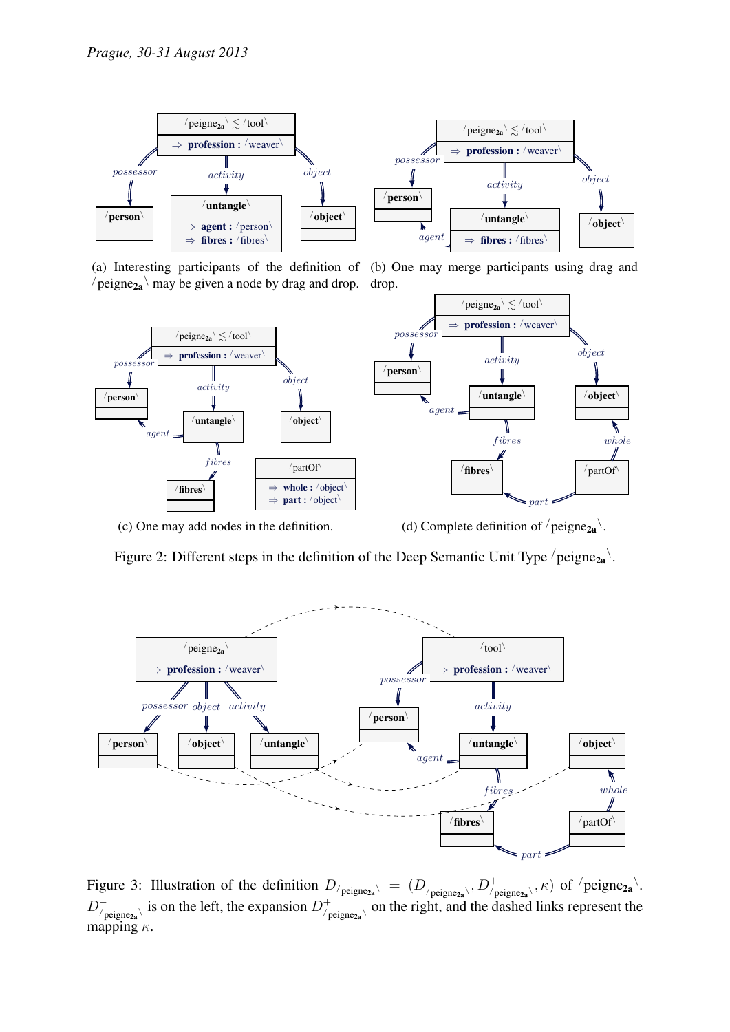(a) Interesting participants of the definition of $^{/}$peigne$_{\mathbf{2a}}{}^{\backslash}$ may be given a node by drag and drop.

(b) One may merge participants using drag and drop.

(c) One may add nodes in the definition.

(d) Complete definition of $^{/}$peigne$_{\mathbf{2a}}{}^{\backslash}$.

Figure 2: Different steps in the definition of the Deep Semantic Unit Type $^{/}$peigne$_{\mathbf{2a}}{}^{\backslash}$.

Figure 3: Illustration of the definition $D_{/\text{peigne}_{\mathbf{2a}}\backslash} = (D^{-}_{/\text{peigne}_{\mathbf{2a}}\backslash}, D^{+}_{/\text{peigne}_{\mathbf{2a}}\backslash}, \kappa)$ of $^{/}$peigne$_{\mathbf{2a}}{}^{\backslash}$. $D^{-}_{/\text{peigne}_{\mathbf{2a}}\backslash}$ is on the left, the expansion $D^{+}_{/\text{peigne}_{\mathbf{2a}}\backslash}$ on the right, and the dashed links represent the mapping $\kappa$.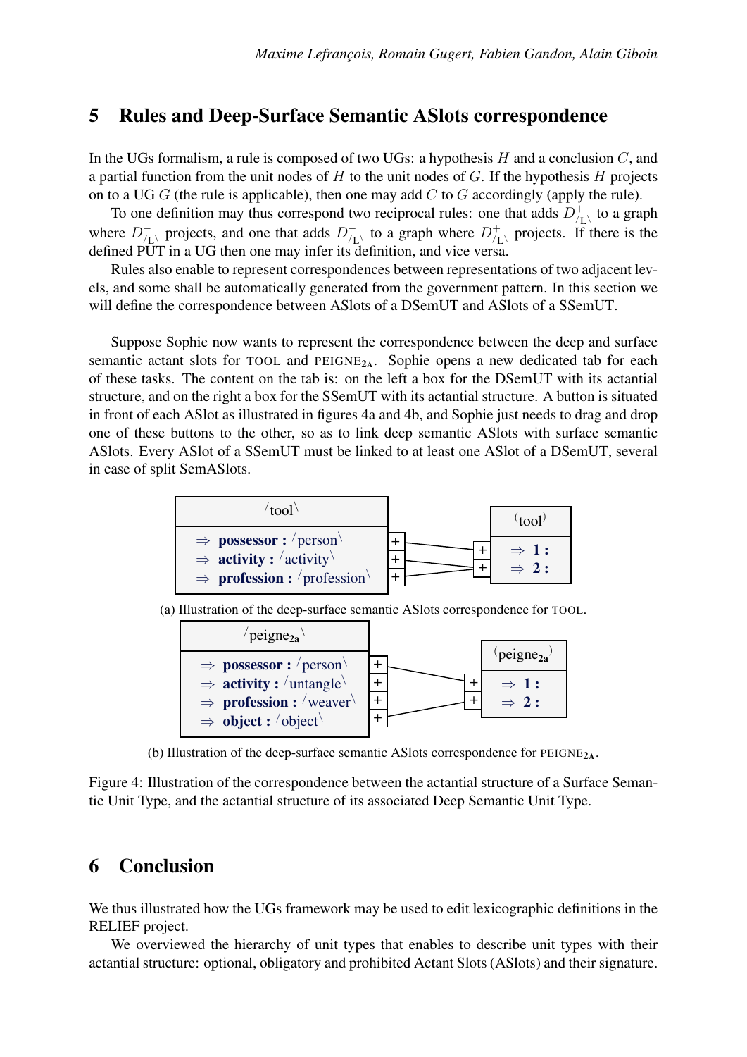## 5 Rules and Deep-Surface Semantic ASlots correspondence

In the UGs formalism, a rule is composed of two UGs: a hypothesis $H$ and a conclusion $C$, and a partial function from the unit nodes of $H$ to the unit nodes of $G$. If the hypothesis $H$ projects on to a UG $G$ (the rule is applicable), then one may add $C$ to $G$ accordingly (apply the rule).

To one definition may thus correspond two reciprocal rules: one that adds $D^{+}_{/L\backslash}$ to a graph where $D^{-}_{/L\backslash}$ projects, and one that adds $D^{-}_{/L\backslash}$ to a graph where $D^{+}_{/L\backslash}$ projects. If there is the defined PUT in a UG then one may infer its definition, and vice versa.

Rules also enable to represent correspondences between representations of two adjacent levels, and some shall be automatically generated from the government pattern. In this section we will define the correspondence between ASlots of a DSemUT and ASlots of a SSemUT.

Suppose Sophie now wants to represent the correspondence between the deep and surface semantic actant slots for TOOL and PEIGNE$_{\mathbf{2A}}$. Sophie opens a new dedicated tab for each of these tasks. The content on the tab is: on the left a box for the DSemUT with its actantial structure, and on the right a box for the SSemUT with its actantial structure. A button is situated in front of each ASlot as illustrated in figures 4a and 4b, and Sophie just needs to drag and drop one of these buttons to the other, so as to link deep semantic ASlots with surface semantic ASlots. Every ASlot of a SSemUT must be linked to at least one ASlot of a DSemUT, several in case of split SemASlots.

/tool\
⇒ **possessor :** /person\
⇒ **activity :** /activity\
⇒ **profession :** /profession\

(tool)
⇒ **1 :**
⇒ **2 :**

(a) Illustration of the deep-surface semantic ASlots correspondence for TOOL.

/peigne$_{\mathbf{2a}}$\
⇒ **possessor :** /person\
⇒ **activity :** /untangle\
⇒ **profession :** /weaver\
⇒ **object :** /object\

(peigne$_{\mathbf{2a}}$)
⇒ **1 :**
⇒ **2 :**

(b) Illustration of the deep-surface semantic ASlots correspondence for PEIGNE$_{\mathbf{2A}}$.

Figure 4: Illustration of the correspondence between the actantial structure of a Surface Semantic Unit Type, and the actantial structure of its associated Deep Semantic Unit Type.

## 6 Conclusion

We thus illustrated how the UGs framework may be used to edit lexicographic definitions in the RELIEF project.

We overviewed the hierarchy of unit types that enables to describe unit types with their actantial structure: optional, obligatory and prohibited Actant Slots (ASlots) and their signature.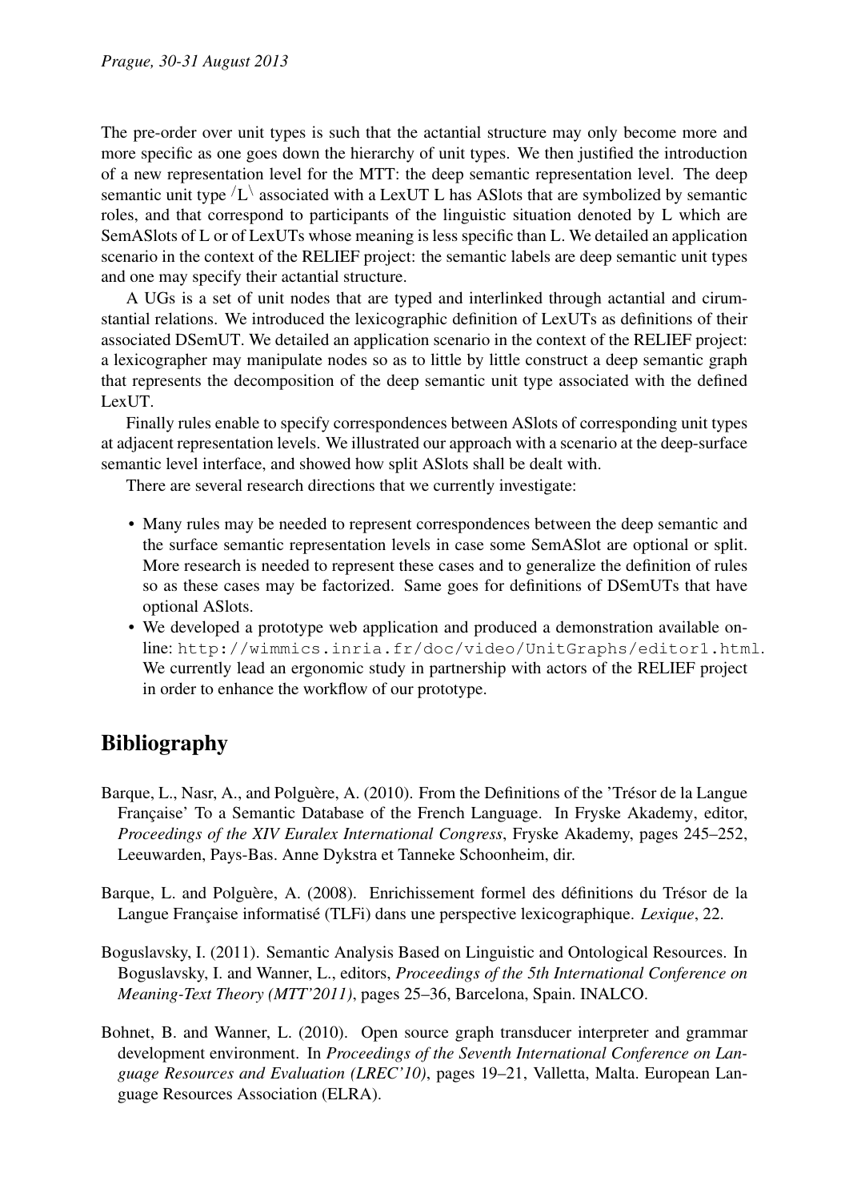The pre-order over unit types is such that the actantial structure may only become more and more specific as one goes down the hierarchy of unit types. We then justified the introduction of a new representation level for the MTT: the deep semantic representation level. The deep semantic unit type /L\ associated with a LexUT L has ASlots that are symbolized by semantic roles, and that correspond to participants of the linguistic situation denoted by L which are SemASlots of L or of LexUTs whose meaning is less specific than L. We detailed an application scenario in the context of the RELIEF project: the semantic labels are deep semantic unit types and one may specify their actantial structure.

A UGs is a set of unit nodes that are typed and interlinked through actantial and cirumstantial relations. We introduced the lexicographic definition of LexUTs as definitions of their associated DSemUT. We detailed an application scenario in the context of the RELIEF project: a lexicographer may manipulate nodes so as to little by little construct a deep semantic graph that represents the decomposition of the deep semantic unit type associated with the defined LexUT.

Finally rules enable to specify correspondences between ASlots of corresponding unit types at adjacent representation levels. We illustrated our approach with a scenario at the deep-surface semantic level interface, and showed how split ASlots shall be dealt with.

There are several research directions that we currently investigate:

- Many rules may be needed to represent correspondences between the deep semantic and the surface semantic representation levels in case some SemASlot are optional or split. More research is needed to represent these cases and to generalize the definition of rules so as these cases may be factorized. Same goes for definitions of DSemUTs that have optional ASlots.
- We developed a prototype web application and produced a demonstration available online: `http://wimmics.inria.fr/doc/video/UnitGraphs/editor1.html`. We currently lead an ergonomic study in partnership with actors of the RELIEF project in order to enhance the workflow of our prototype.

## Bibliography

Barque, L., Nasr, A., and Polguère, A. (2010). From the Definitions of the 'Trésor de la Langue Française' To a Semantic Database of the French Language. In Fryske Akademy, editor, *Proceedings of the XIV Euralex International Congress*, Fryske Akademy, pages 245–252, Leeuwarden, Pays-Bas. Anne Dykstra et Tanneke Schoonheim, dir.

Barque, L. and Polguère, A. (2008). Enrichissement formel des définitions du Trésor de la Langue Française informatisé (TLFi) dans une perspective lexicographique. *Lexique*, 22.

Boguslavsky, I. (2011). Semantic Analysis Based on Linguistic and Ontological Resources. In Boguslavsky, I. and Wanner, L., editors, *Proceedings of the 5th International Conference on Meaning-Text Theory (MTT'2011)*, pages 25–36, Barcelona, Spain. INALCO.

Bohnet, B. and Wanner, L. (2010). Open source graph transducer interpreter and grammar development environment. In *Proceedings of the Seventh International Conference on Language Resources and Evaluation (LREC'10)*, pages 19–21, Valletta, Malta. European Language Resources Association (ELRA).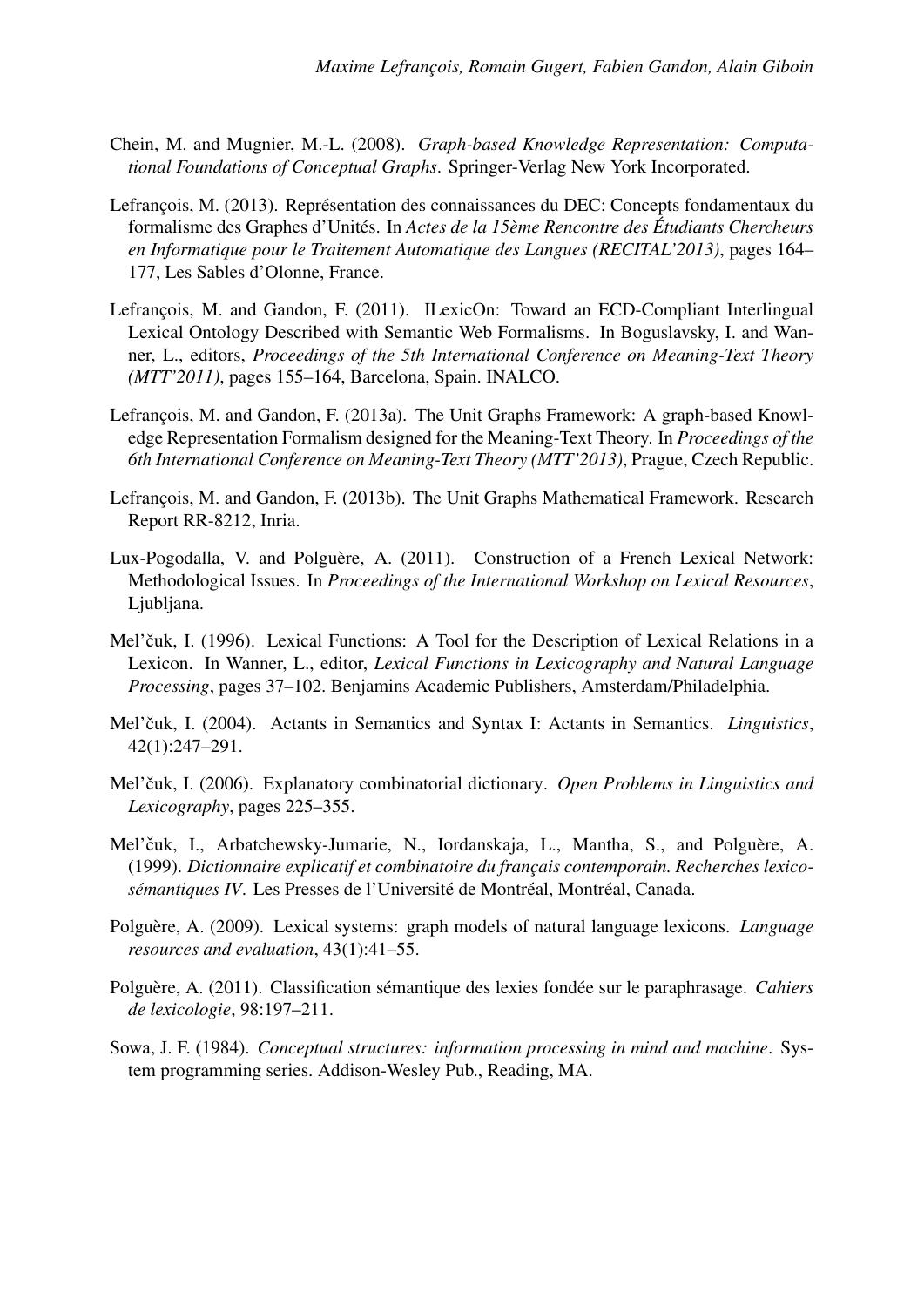Chein, M. and Mugnier, M.-L. (2008). *Graph-based Knowledge Representation: Computational Foundations of Conceptual Graphs*. Springer-Verlag New York Incorporated.

Lefrançois, M. (2013). Représentation des connaissances du DEC: Concepts fondamentaux du formalisme des Graphes d'Unités. In *Actes de la 15ème Rencontre des Étudiants Chercheurs en Informatique pour le Traitement Automatique des Langues (RECITAL'2013)*, pages 164–177, Les Sables d'Olonne, France.

Lefrançois, M. and Gandon, F. (2011). ILexicOn: Toward an ECD-Compliant Interlingual Lexical Ontology Described with Semantic Web Formalisms. In Boguslavsky, I. and Wanner, L., editors, *Proceedings of the 5th International Conference on Meaning-Text Theory (MTT'2011)*, pages 155–164, Barcelona, Spain. INALCO.

Lefrançois, M. and Gandon, F. (2013a). The Unit Graphs Framework: A graph-based Knowledge Representation Formalism designed for the Meaning-Text Theory. In *Proceedings of the 6th International Conference on Meaning-Text Theory (MTT'2013)*, Prague, Czech Republic.

Lefrançois, M. and Gandon, F. (2013b). The Unit Graphs Mathematical Framework. Research Report RR-8212, Inria.

Lux-Pogodalla, V. and Polguère, A. (2011). Construction of a French Lexical Network: Methodological Issues. In *Proceedings of the International Workshop on Lexical Resources*, Ljubljana.

Mel'čuk, I. (1996). Lexical Functions: A Tool for the Description of Lexical Relations in a Lexicon. In Wanner, L., editor, *Lexical Functions in Lexicography and Natural Language Processing*, pages 37–102. Benjamins Academic Publishers, Amsterdam/Philadelphia.

Mel'čuk, I. (2004). Actants in Semantics and Syntax I: Actants in Semantics. *Linguistics*, 42(1):247–291.

Mel'čuk, I. (2006). Explanatory combinatorial dictionary. *Open Problems in Linguistics and Lexicography*, pages 225–355.

Mel'čuk, I., Arbatchewsky-Jumarie, N., Iordanskaja, L., Mantha, S., and Polguère, A. (1999). *Dictionnaire explicatif et combinatoire du français contemporain. Recherches lexico-sémantiques IV*. Les Presses de l'Université de Montréal, Montréal, Canada.

Polguère, A. (2009). Lexical systems: graph models of natural language lexicons. *Language resources and evaluation*, 43(1):41–55.

Polguère, A. (2011). Classification sémantique des lexies fondée sur le paraphrasage. *Cahiers de lexicologie*, 98:197–211.

Sowa, J. F. (1984). *Conceptual structures: information processing in mind and machine*. System programming series. Addison-Wesley Pub., Reading, MA.